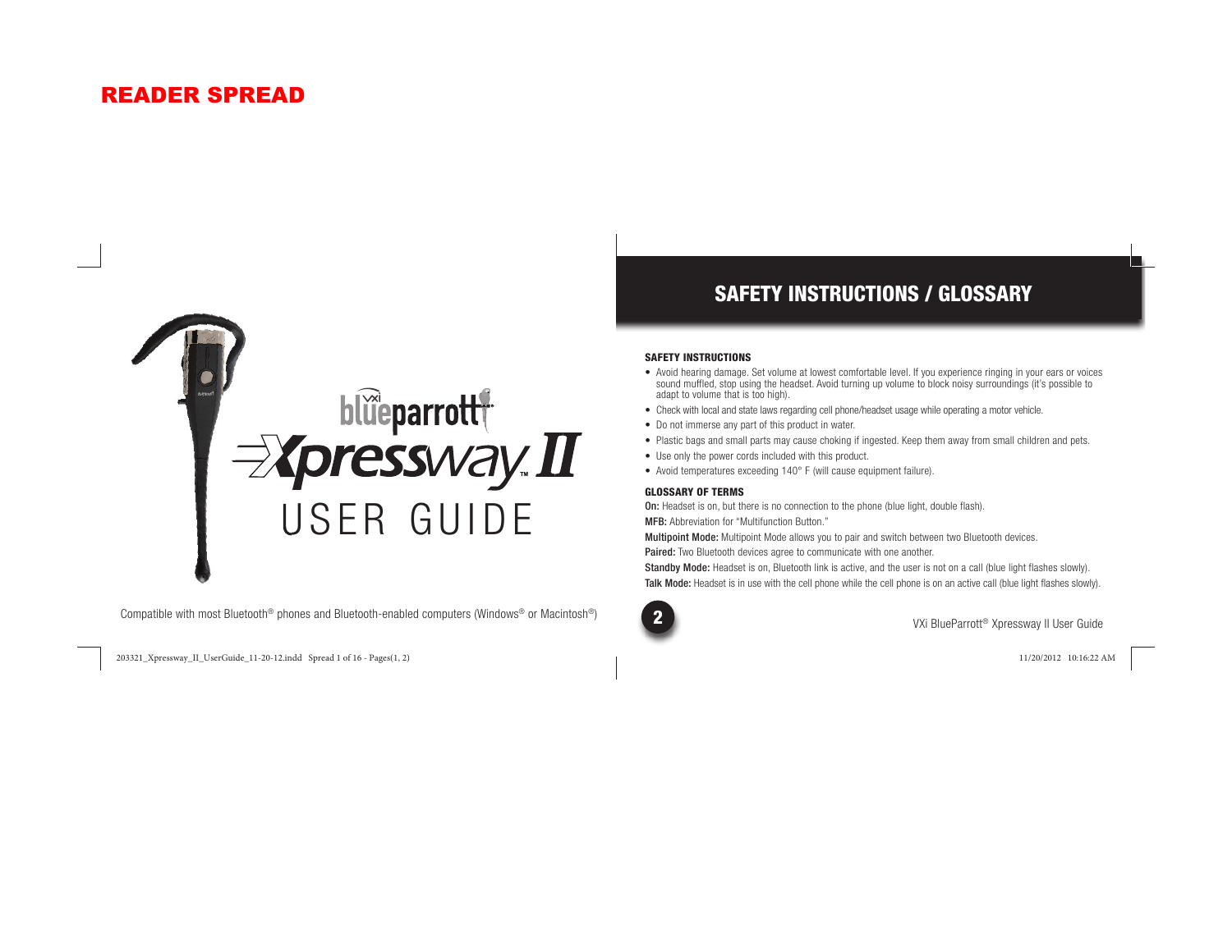READER SPREAD

# blueparrott Xpressway II USER GUIDE

Compatible with most Bluetooth® phones and Bluetooth-enabled computers (Windows® or Macintosh®)

## SAFETY INSTRUCTIONS / GLOSSARY

### SAFETY INSTRUCTIONS

- Avoid hearing damage. Set volume at lowest comfortable level. If you experience ringing in your ears or voices sound muffled, stop using the headset. Avoid turning up volume to block noisy surroundings (it's possible to adapt to volume that is too high).
- Check with local and state laws regarding cell phone/headset usage while operating a motor vehicle.
- Do not immerse any part of this product in water.
- Plastic bags and small parts may cause choking if ingested. Keep them away from small children and pets.
- Use only the power cords included with this product.
- Avoid temperatures exceeding 140° F (will cause equipment failure).

### GLOSSARY OF TERMS

**On:** Headset is on, but there is no connection to the phone (blue light, double flash).

**MFB:** Abbreviation for "Multifunction Button."

**Multipoint Mode:** Multipoint Mode allows you to pair and switch between two Bluetooth devices.

**Paired:** Two Bluetooth devices agree to communicate with one another.

**Standby Mode:** Headset is on, Bluetooth link is active, and the user is not on a call (blue light flashes slowly).

**Talk Mode:** Headset is in use with the cell phone while the cell phone is on an active call (blue light flashes slowly).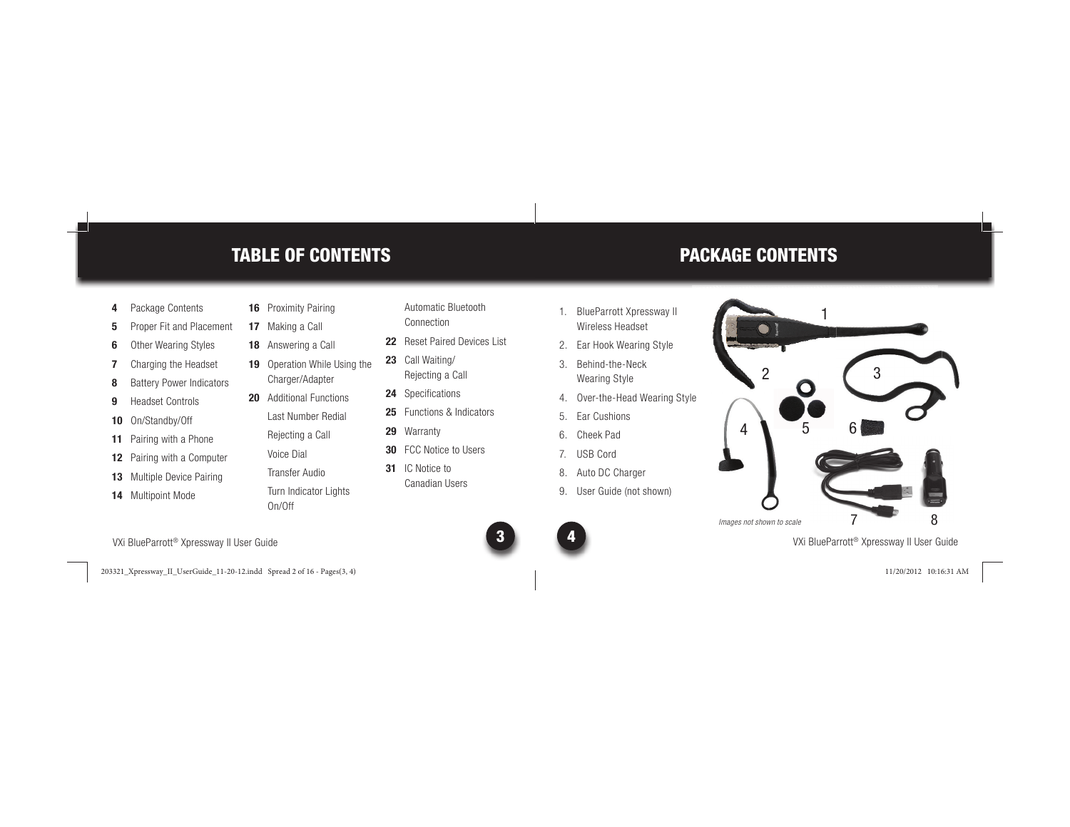# TABLE OF CONTENTS

**4** Package Contents
**5** Proper Fit and Placement
**6** Other Wearing Styles
**7** Charging the Headset
**8** Battery Power Indicators
**9** Headset Controls
**10** On/Standby/Off
**11** Pairing with a Phone
**12** Pairing with a Computer
**13** Multiple Device Pairing
**14** Multipoint Mode
**16** Proximity Pairing
**17** Making a Call
**18** Answering a Call
**19** Operation While Using the Charger/Adapter
**20** Additional Functions
Last Number Redial
Rejecting a Call
Voice Dial
Transfer Audio
Turn Indicator Lights On/Off
Automatic Bluetooth Connection
**22** Reset Paired Devices List
**23** Call Waiting/ Rejecting a Call
**24** Specifications
**25** Functions & Indicators
**29** Warranty
**30** FCC Notice to Users
**31** IC Notice to Canadian Users

# PACKAGE CONTENTS

1. BlueParrott Xpressway II Wireless Headset
2. Ear Hook Wearing Style
3. Behind-the-Neck Wearing Style
4. Over-the-Head Wearing Style
5. Ear Cushions
6. Cheek Pad
7. USB Cord
8. Auto DC Charger
9. User Guide (not shown)

*Images not shown to scale*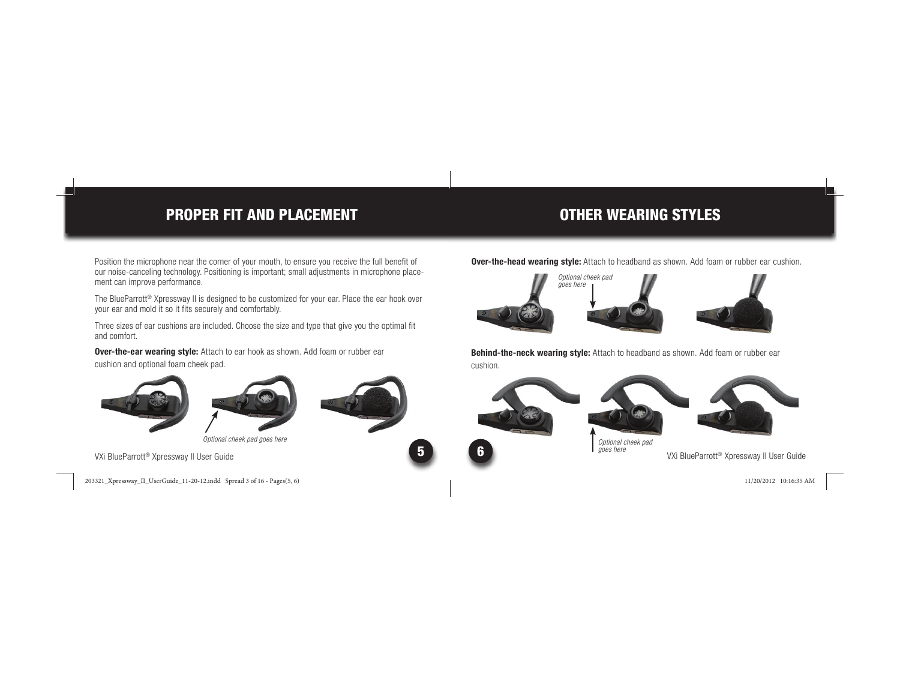## PROPER FIT AND PLACEMENT

Position the microphone near the corner of your mouth, to ensure you receive the full benefit of our noise-canceling technology. Positioning is important; small adjustments in microphone placement can improve performance.

The BlueParrott® Xpressway II is designed to be customized for your ear. Place the ear hook over your ear and mold it so it fits securely and comfortably.

Three sizes of ear cushions are included. Choose the size and type that give you the optimal fit and comfort.

**Over-the-ear wearing style:** Attach to ear hook as shown. Add foam or rubber ear cushion and optional foam cheek pad.

*Optional cheek pad goes here*

## OTHER WEARING STYLES

**Over-the-head wearing style:** Attach to headband as shown. Add foam or rubber ear cushion.

*Optional cheek pad goes here*

**Behind-the-neck wearing style:** Attach to headband as shown. Add foam or rubber ear cushion.

*Optional cheek pad goes here*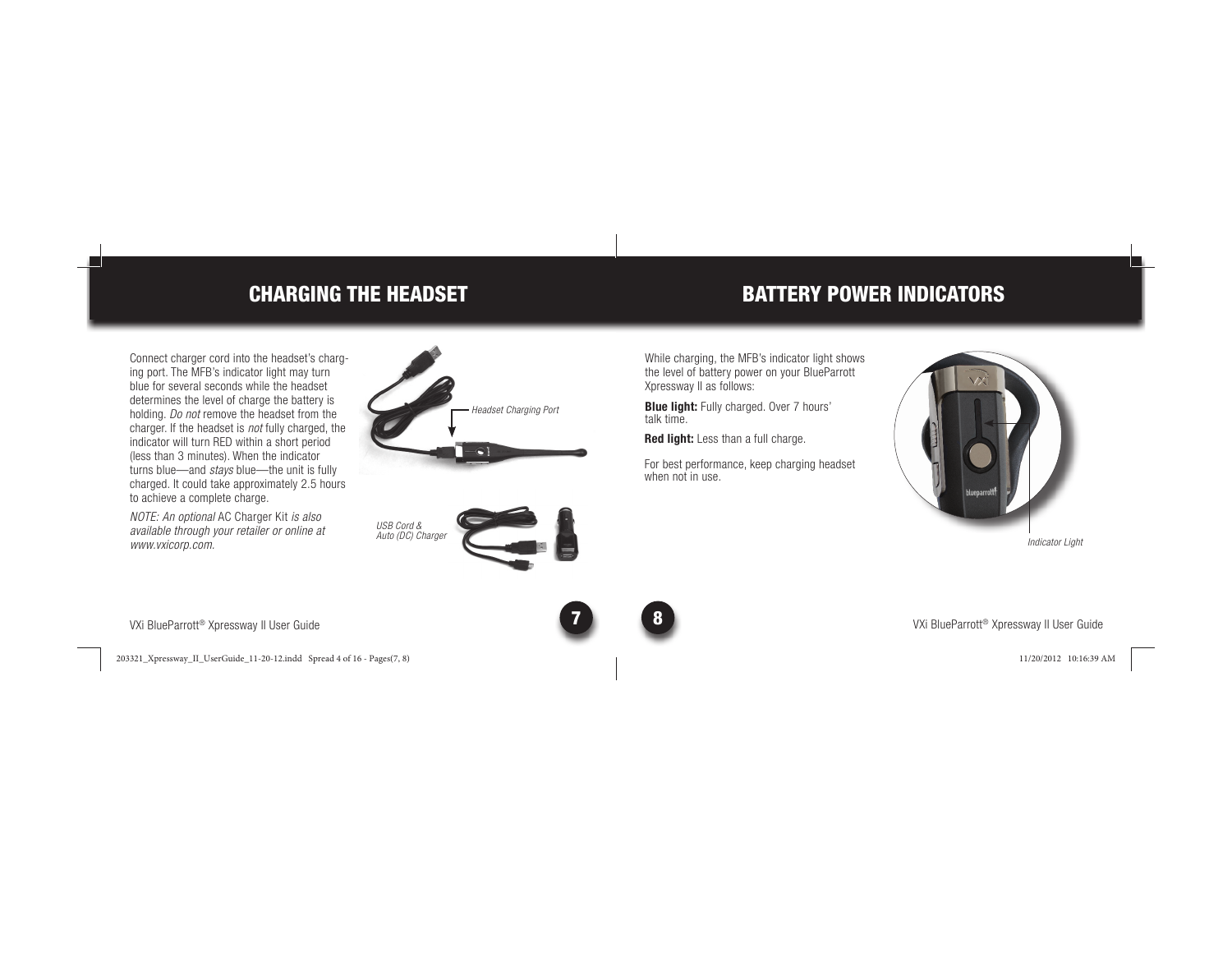# CHARGING THE HEADSET

Connect charger cord into the headset's charging port. The MFB's indicator light may turn blue for several seconds while the headset determines the level of charge the battery is holding. *Do not* remove the headset from the charger. If the headset is *not* fully charged, the indicator will turn RED within a short period (less than 3 minutes). When the indicator turns blue—and *stays* blue—the unit is fully charged. It could take approximately 2.5 hours to achieve a complete charge.

*NOTE: An optional* AC Charger Kit *is also available through your retailer or online at www.vxicorp.com.*

*Headset Charging Port*

*USB Cord & Auto (DC) Charger*

# BATTERY POWER INDICATORS

While charging, the MFB's indicator light shows the level of battery power on your BlueParrott Xpressway II as follows:

**Blue light:** Fully charged. Over 7 hours' talk time.

**Red light:** Less than a full charge.

For best performance, keep charging headset when not in use.

*Indicator Light*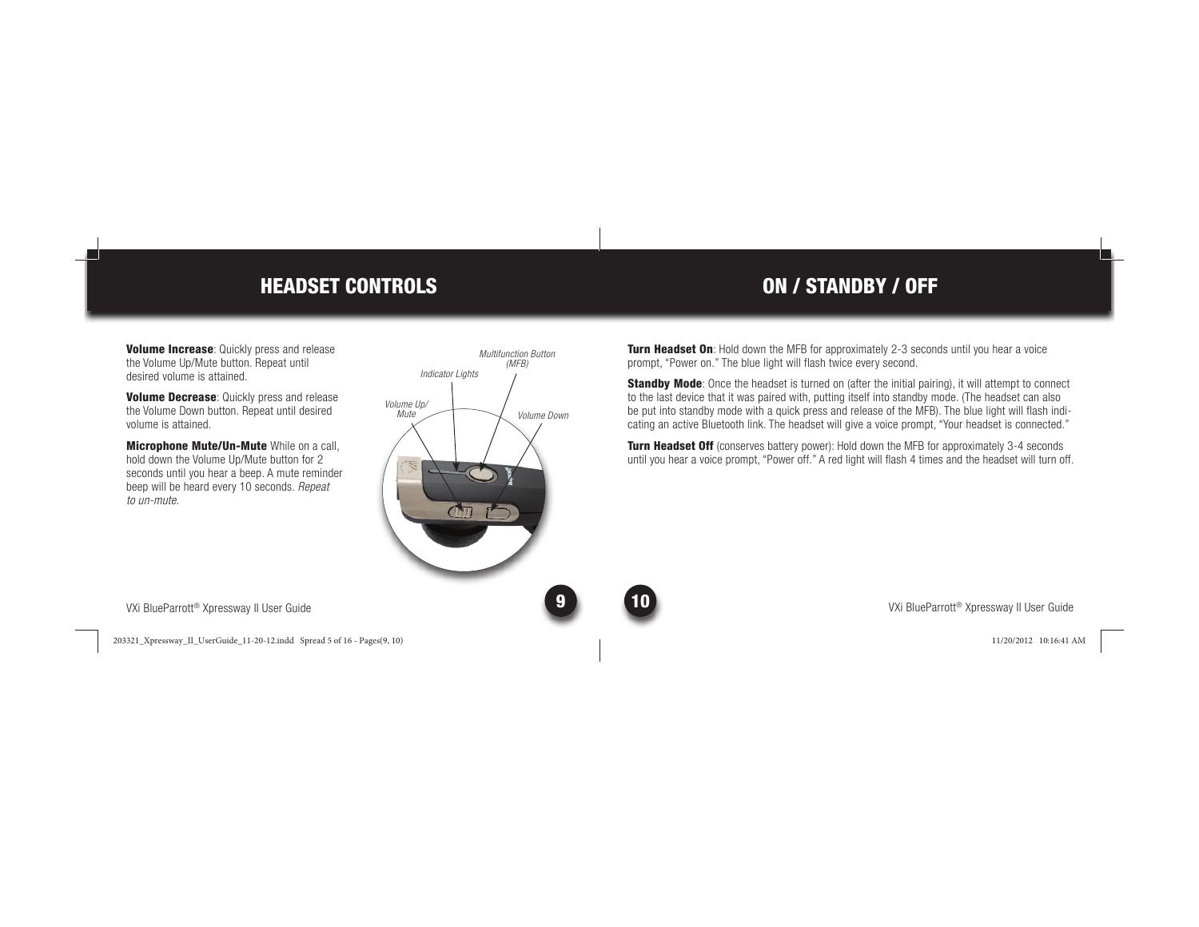## HEADSET CONTROLS

**Volume Increase**: Quickly press and release the Volume Up/Mute button. Repeat until desired volume is attained.

**Volume Decrease**: Quickly press and release the Volume Down button. Repeat until desired volume is attained.

**Microphone Mute/Un-Mute** While on a call, hold down the Volume Up/Mute button for 2 seconds until you hear a beep. A mute reminder beep will be heard every 10 seconds. *Repeat to un-mute.*

*Multifunction Button (MFB)*

*Indicator Lights*

*Volume Up/ Mute*

*Volume Down*

## ON / STANDBY / OFF

**Turn Headset On**: Hold down the MFB for approximately 2-3 seconds until you hear a voice prompt, "Power on." The blue light will flash twice every second.

**Standby Mode**: Once the headset is turned on (after the initial pairing), it will attempt to connect to the last device that it was paired with, putting itself into standby mode. (The headset can also be put into standby mode with a quick press and release of the MFB). The blue light will flash indicating an active Bluetooth link. The headset will give a voice prompt, "Your headset is connected."

**Turn Headset Off** (conserves battery power): Hold down the MFB for approximately 3-4 seconds until you hear a voice prompt, "Power off." A red light will flash 4 times and the headset will turn off.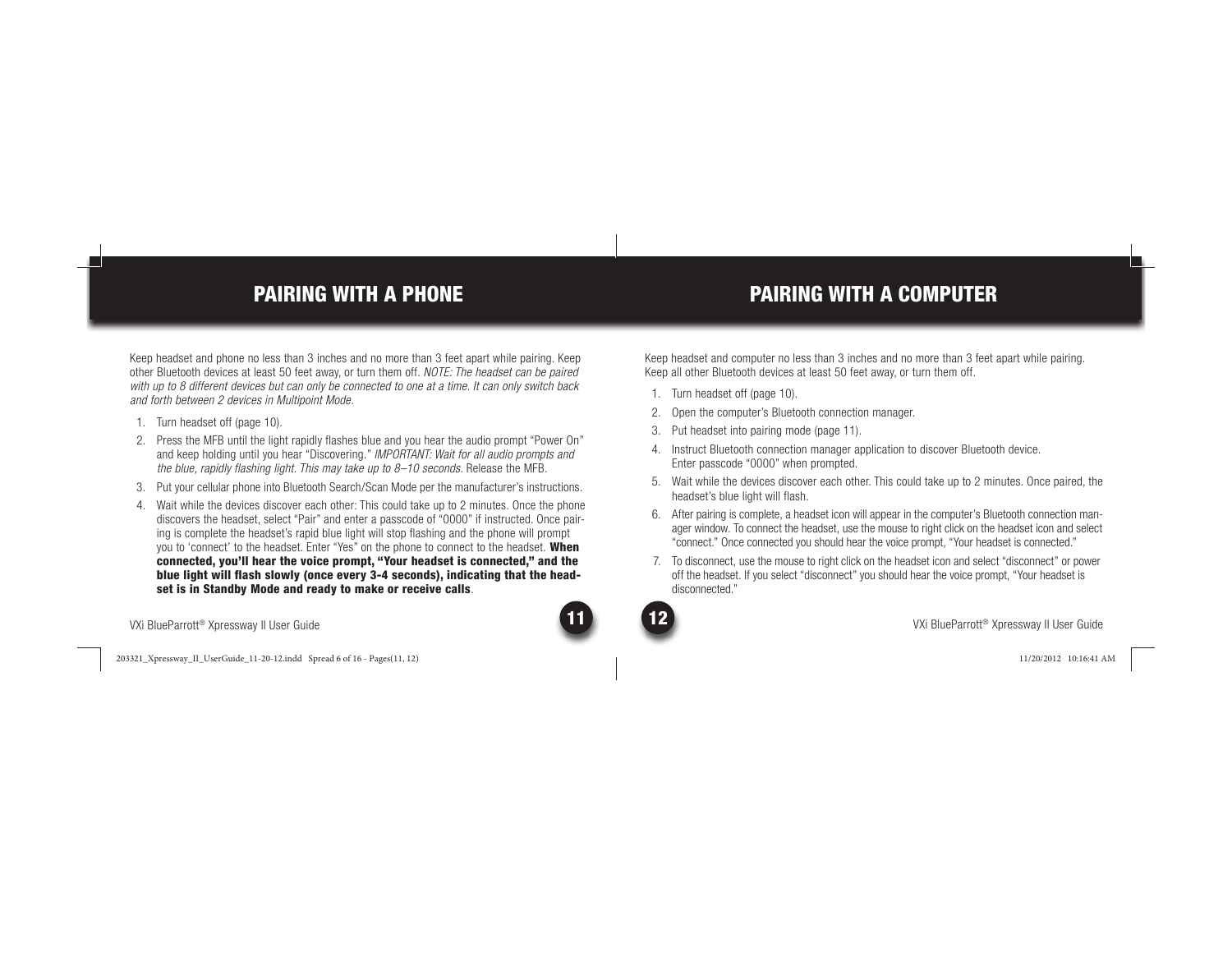## PAIRING WITH A PHONE

Keep headset and phone no less than 3 inches and no more than 3 feet apart while pairing. Keep other Bluetooth devices at least 50 feet away, or turn them off. *NOTE: The headset can be paired with up to 8 different devices but can only be connected to one at a time. It can only switch back and forth between 2 devices in Multipoint Mode.*

1. Turn headset off (page 10).
2. Press the MFB until the light rapidly flashes blue and you hear the audio prompt “Power On” and keep holding until you hear “Discovering.” *IMPORTANT: Wait for all audio prompts and the blue, rapidly flashing light. This may take up to 8–10 seconds.* Release the MFB.
3. Put your cellular phone into Bluetooth Search/Scan Mode per the manufacturer’s instructions.
4. Wait while the devices discover each other: This could take up to 2 minutes. Once the phone discovers the headset, select “Pair” and enter a passcode of “0000” if instructed. Once pairing is complete the headset’s rapid blue light will stop flashing and the phone will prompt you to ‘connect’ to the headset. Enter “Yes” on the phone to connect to the headset. **When connected, you’ll hear the voice prompt, “Your headset is connected,” and the blue light will flash slowly (once every 3-4 seconds), indicating that the headset is in Standby Mode and ready to make or receive calls**.

## PAIRING WITH A COMPUTER

Keep headset and computer no less than 3 inches and no more than 3 feet apart while pairing. Keep all other Bluetooth devices at least 50 feet away, or turn them off.

1. Turn headset off (page 10).
2. Open the computer’s Bluetooth connection manager.
3. Put headset into pairing mode (page 11).
4. Instruct Bluetooth connection manager application to discover Bluetooth device.
   Enter passcode “0000” when prompted.
5. Wait while the devices discover each other. This could take up to 2 minutes. Once paired, the headset’s blue light will flash.
6. After pairing is complete, a headset icon will appear in the computer’s Bluetooth connection manager window. To connect the headset, use the mouse to right click on the headset icon and select “connect.” Once connected you should hear the voice prompt, “Your headset is connected.”
7. To disconnect, use the mouse to right click on the headset icon and select “disconnect” or power off the headset. If you select “disconnect” you should hear the voice prompt, “Your headset is disconnected.”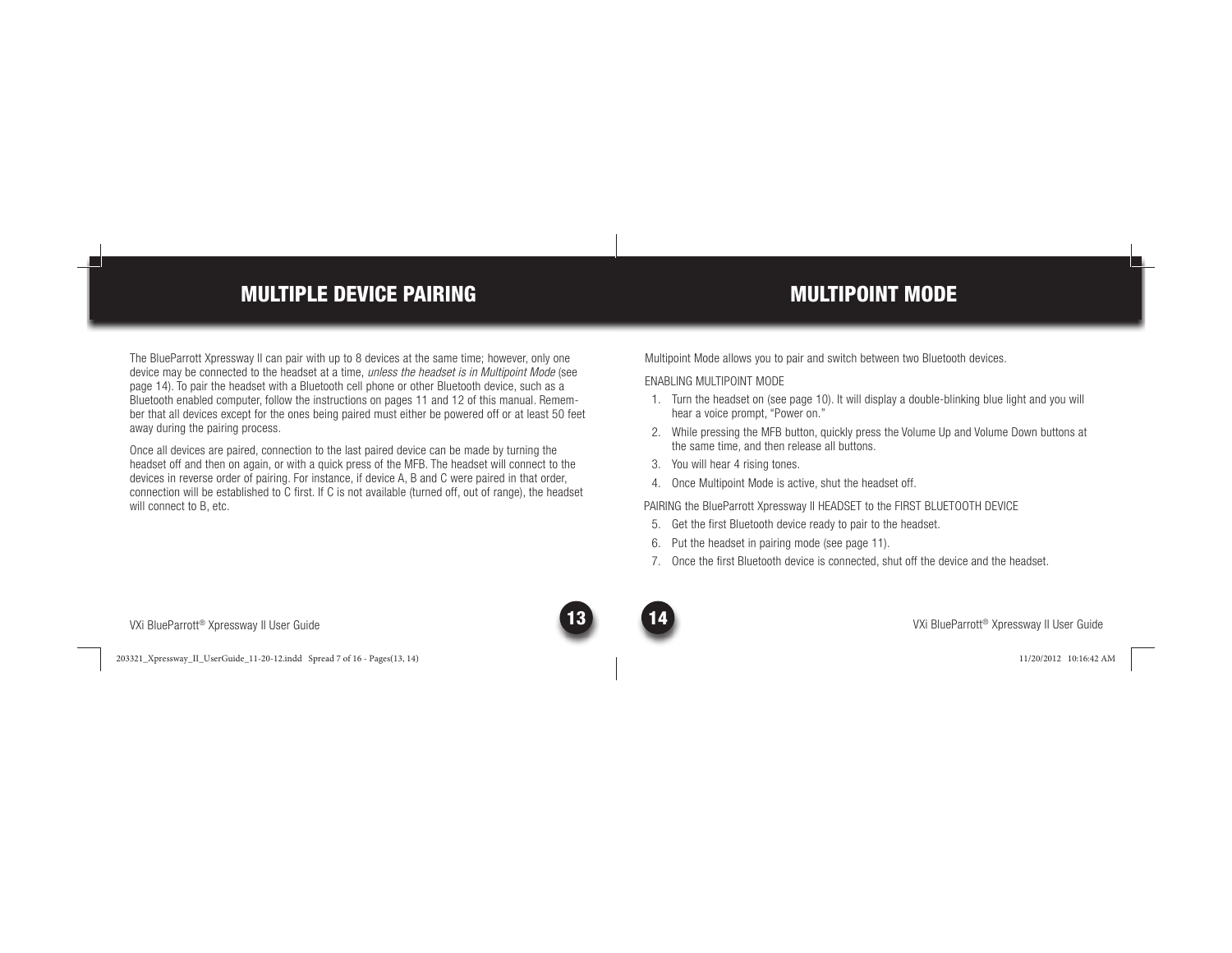## MULTIPLE DEVICE PAIRING

The BlueParrott Xpressway II can pair with up to 8 devices at the same time; however, only one device may be connected to the headset at a time, *unless the headset is in Multipoint Mode* (see page 14). To pair the headset with a Bluetooth cell phone or other Bluetooth device, such as a Bluetooth enabled computer, follow the instructions on pages 11 and 12 of this manual. Remember that all devices except for the ones being paired must either be powered off or at least 50 feet away during the pairing process.

Once all devices are paired, connection to the last paired device can be made by turning the headset off and then on again, or with a quick press of the MFB. The headset will connect to the devices in reverse order of pairing. For instance, if device A, B and C were paired in that order, connection will be established to C first. If C is not available (turned off, out of range), the headset will connect to B, etc.

## MULTIPOINT MODE

Multipoint Mode allows you to pair and switch between two Bluetooth devices.

ENABLING MULTIPOINT MODE

1. Turn the headset on (see page 10). It will display a double-blinking blue light and you will hear a voice prompt, “Power on.”
2. While pressing the MFB button, quickly press the Volume Up and Volume Down buttons at the same time, and then release all buttons.
3. You will hear 4 rising tones.
4. Once Multipoint Mode is active, shut the headset off.

PAIRING the BlueParrott Xpressway II HEADSET to the FIRST BLUETOOTH DEVICE

5. Get the first Bluetooth device ready to pair to the headset.
6. Put the headset in pairing mode (see page 11).
7. Once the first Bluetooth device is connected, shut off the device and the headset.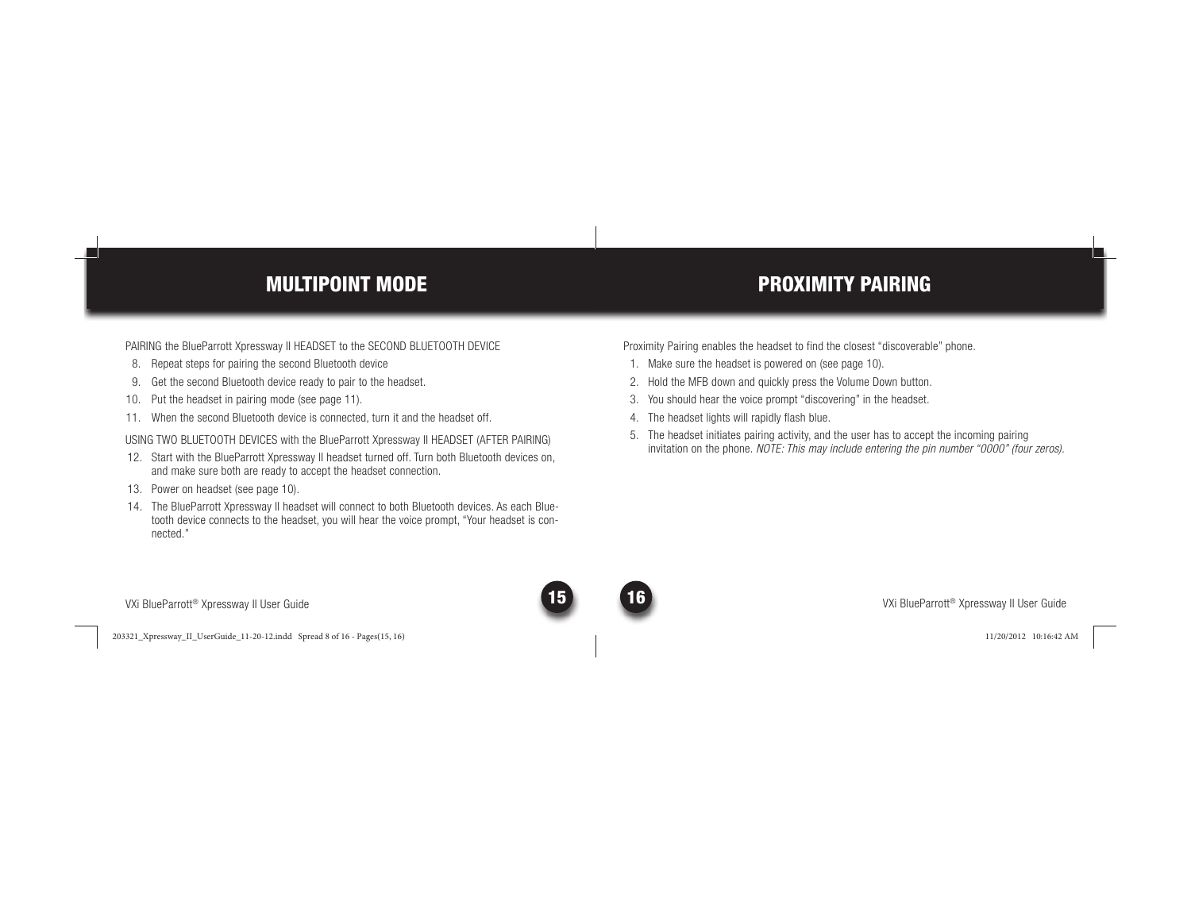## MULTIPOINT MODE

PAIRING the BlueParrott Xpressway II HEADSET to the SECOND BLUETOOTH DEVICE

8. Repeat steps for pairing the second Bluetooth device
9. Get the second Bluetooth device ready to pair to the headset.
10. Put the headset in pairing mode (see page 11).
11. When the second Bluetooth device is connected, turn it and the headset off.

USING TWO BLUETOOTH DEVICES with the BlueParrott Xpressway II HEADSET (AFTER PAIRING)

12. Start with the BlueParrott Xpressway II headset turned off. Turn both Bluetooth devices on, and make sure both are ready to accept the headset connection.
13. Power on headset (see page 10).
14. The BlueParrott Xpressway II headset will connect to both Bluetooth devices. As each Bluetooth device connects to the headset, you will hear the voice prompt, "Your headset is connected."

## PROXIMITY PAIRING

Proximity Pairing enables the headset to find the closest "discoverable" phone.

1. Make sure the headset is powered on (see page 10).
2. Hold the MFB down and quickly press the Volume Down button.
3. You should hear the voice prompt "discovering" in the headset.
4. The headset lights will rapidly flash blue.
5. The headset initiates pairing activity, and the user has to accept the incoming pairing invitation on the phone. *NOTE: This may include entering the pin number "0000" (four zeros).*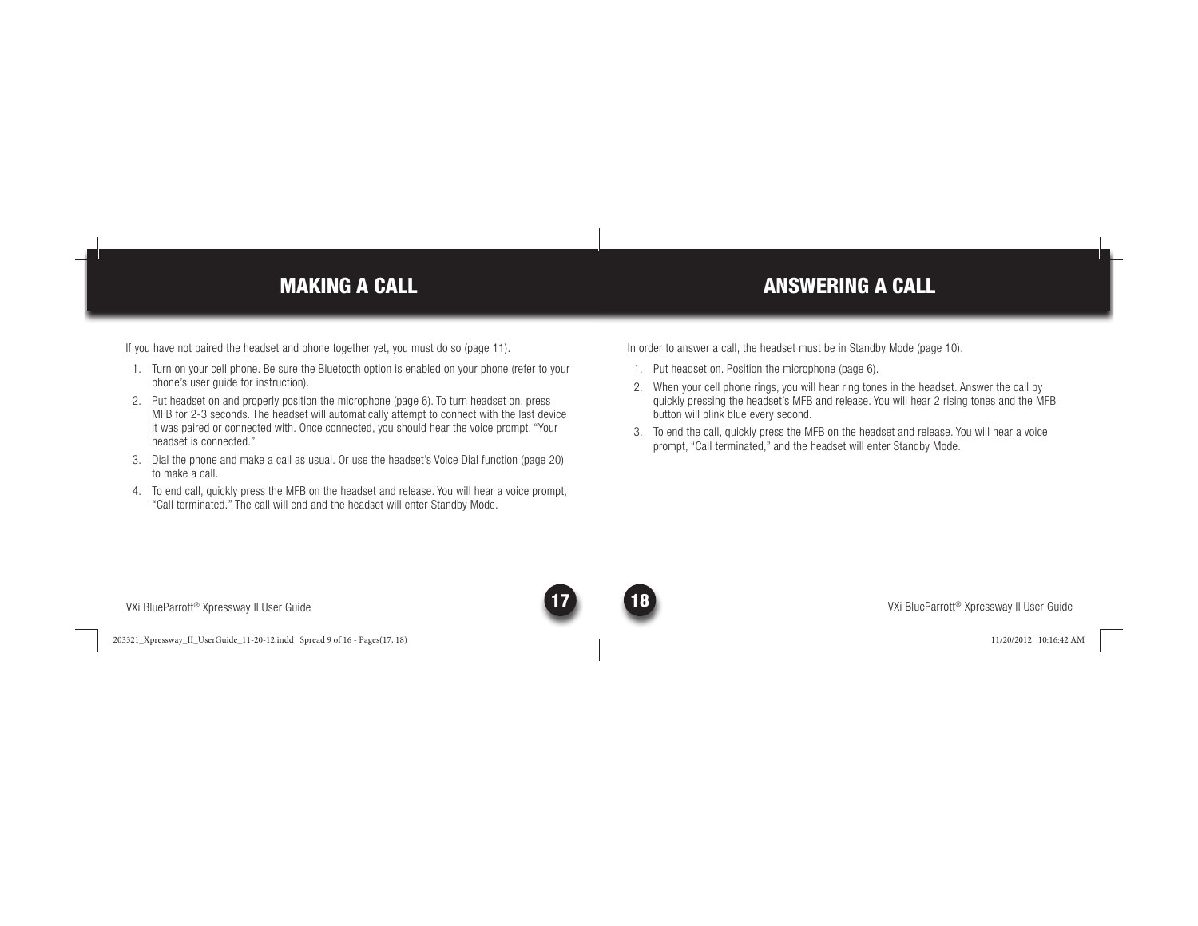## MAKING A CALL

If you have not paired the headset and phone together yet, you must do so (page 11).

1. Turn on your cell phone. Be sure the Bluetooth option is enabled on your phone (refer to your phone's user guide for instruction).
2. Put headset on and properly position the microphone (page 6). To turn headset on, press MFB for 2-3 seconds. The headset will automatically attempt to connect with the last device it was paired or connected with. Once connected, you should hear the voice prompt, "Your headset is connected."
3. Dial the phone and make a call as usual. Or use the headset's Voice Dial function (page 20) to make a call.
4. To end call, quickly press the MFB on the headset and release. You will hear a voice prompt, "Call terminated." The call will end and the headset will enter Standby Mode.

## ANSWERING A CALL

In order to answer a call, the headset must be in Standby Mode (page 10).

1. Put headset on. Position the microphone (page 6).
2. When your cell phone rings, you will hear ring tones in the headset. Answer the call by quickly pressing the headset's MFB and release. You will hear 2 rising tones and the MFB button will blink blue every second.
3. To end the call, quickly press the MFB on the headset and release. You will hear a voice prompt, "Call terminated," and the headset will enter Standby Mode.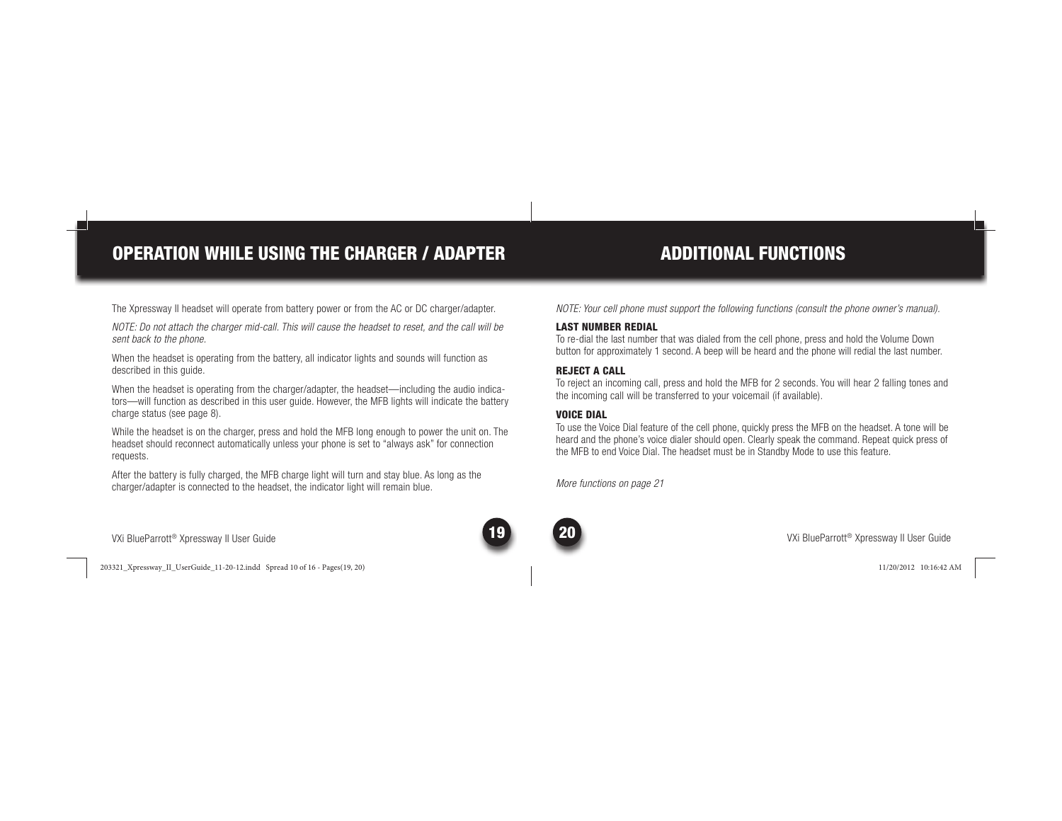# OPERATION WHILE USING THE CHARGER / ADAPTER

The Xpressway II headset will operate from battery power or from the AC or DC charger/adapter.

*NOTE: Do not attach the charger mid-call. This will cause the headset to reset, and the call will be sent back to the phone.*

When the headset is operating from the battery, all indicator lights and sounds will function as described in this guide.

When the headset is operating from the charger/adapter, the headset—including the audio indicators—will function as described in this user guide. However, the MFB lights will indicate the battery charge status (see page 8).

While the headset is on the charger, press and hold the MFB long enough to power the unit on. The headset should reconnect automatically unless your phone is set to "always ask" for connection requests.

After the battery is fully charged, the MFB charge light will turn and stay blue. As long as the charger/adapter is connected to the headset, the indicator light will remain blue.

# ADDITIONAL FUNCTIONS

*NOTE: Your cell phone must support the following functions (consult the phone owner's manual).*

**LAST NUMBER REDIAL**
To re-dial the last number that was dialed from the cell phone, press and hold the Volume Down button for approximately 1 second. A beep will be heard and the phone will redial the last number.

**REJECT A CALL**
To reject an incoming call, press and hold the MFB for 2 seconds. You will hear 2 falling tones and the incoming call will be transferred to your voicemail (if available).

**VOICE DIAL**
To use the Voice Dial feature of the cell phone, quickly press the MFB on the headset. A tone will be heard and the phone's voice dialer should open. Clearly speak the command. Repeat quick press of the MFB to end Voice Dial. The headset must be in Standby Mode to use this feature.

*More functions on page 21*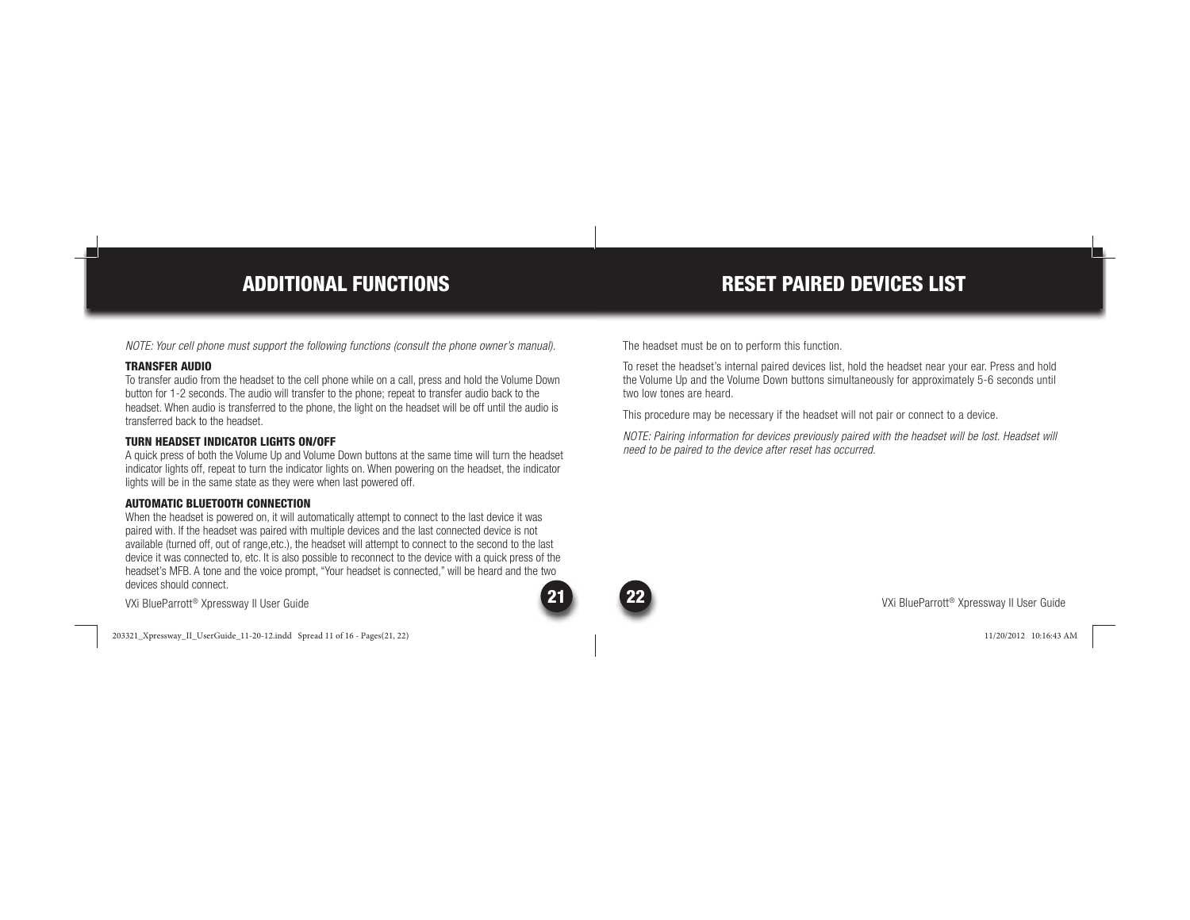## ADDITIONAL FUNCTIONS

*NOTE: Your cell phone must support the following functions (consult the phone owner's manual).*

**TRANSFER AUDIO**

To transfer audio from the headset to the cell phone while on a call, press and hold the Volume Down button for 1-2 seconds. The audio will transfer to the phone; repeat to transfer audio back to the headset. When audio is transferred to the phone, the light on the headset will be off until the audio is transferred back to the headset.

**TURN HEADSET INDICATOR LIGHTS ON/OFF**

A quick press of both the Volume Up and Volume Down buttons at the same time will turn the headset indicator lights off, repeat to turn the indicator lights on. When powering on the headset, the indicator lights will be in the same state as they were when last powered off.

**AUTOMATIC BLUETOOTH CONNECTION**

When the headset is powered on, it will automatically attempt to connect to the last device it was paired with. If the headset was paired with multiple devices and the last connected device is not available (turned off, out of range,etc.), the headset will attempt to connect to the second to the last device it was connected to, etc. It is also possible to reconnect to the device with a quick press of the headset's MFB. A tone and the voice prompt, "Your headset is connected," will be heard and the two devices should connect.

## RESET PAIRED DEVICES LIST

The headset must be on to perform this function.

To reset the headset's internal paired devices list, hold the headset near your ear. Press and hold the Volume Up and the Volume Down buttons simultaneously for approximately 5-6 seconds until two low tones are heard.

This procedure may be necessary if the headset will not pair or connect to a device.

*NOTE: Pairing information for devices previously paired with the headset will be lost. Headset will need to be paired to the device after reset has occurred.*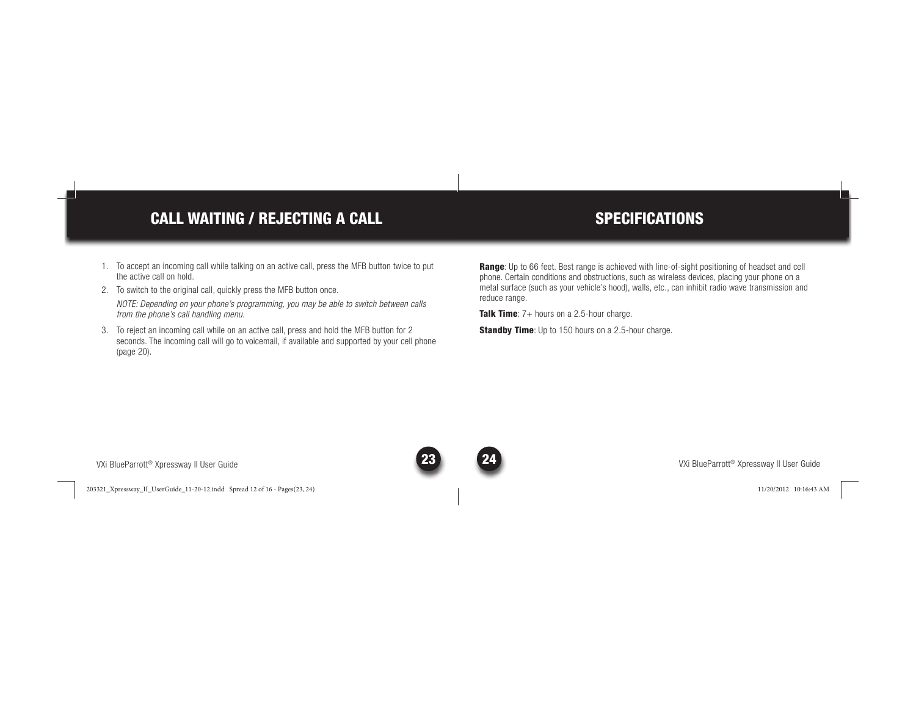## CALL WAITING / REJECTING A CALL

1. To accept an incoming call while talking on an active call, press the MFB button twice to put the active call on hold.
2. To switch to the original call, quickly press the MFB button once.

   *NOTE: Depending on your phone's programming, you may be able to switch between calls from the phone's call handling menu.*

3. To reject an incoming call while on an active call, press and hold the MFB button for 2 seconds. The incoming call will go to voicemail, if available and supported by your cell phone (page 20).

## SPECIFICATIONS

**Range**: Up to 66 feet. Best range is achieved with line-of-sight positioning of headset and cell phone. Certain conditions and obstructions, such as wireless devices, placing your phone on a metal surface (such as your vehicle's hood), walls, etc., can inhibit radio wave transmission and reduce range.

**Talk Time**: 7+ hours on a 2.5-hour charge.

**Standby Time**: Up to 150 hours on a 2.5-hour charge.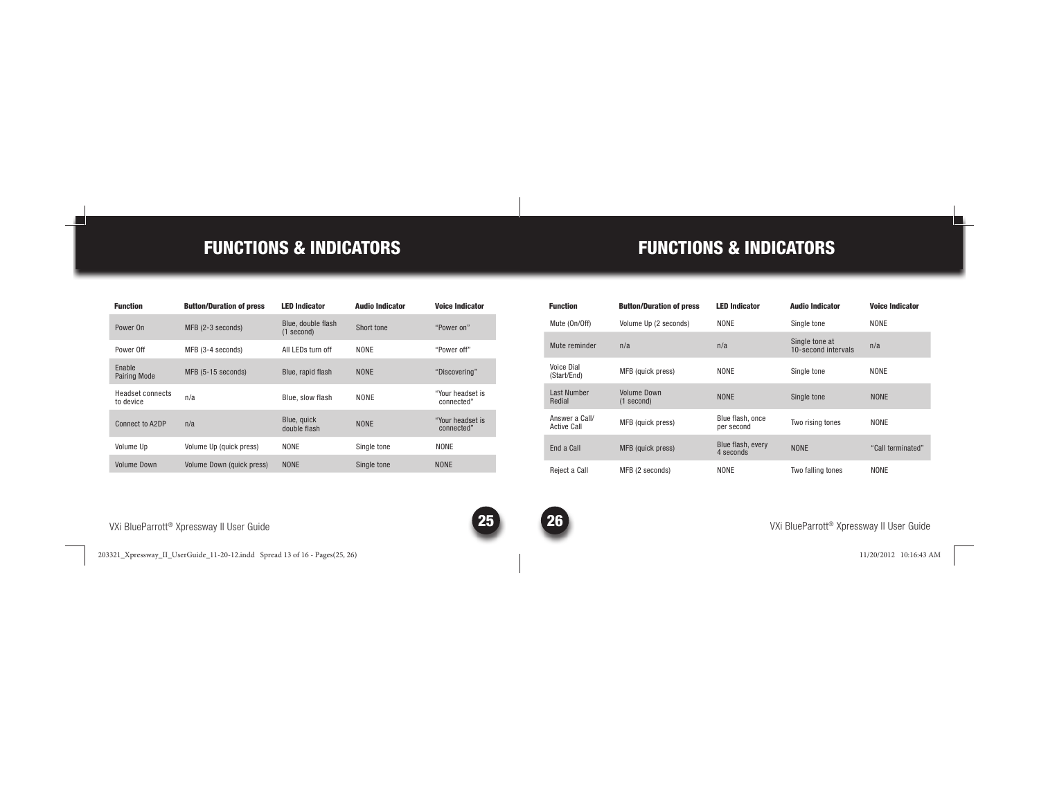# FUNCTIONS & INDICATORS

| Function | Button/Duration of press | LED Indicator | Audio Indicator | Voice Indicator |
|---|---|---|---|---|
| Power On | MFB (2-3 seconds) | Blue, double flash (1 second) | Short tone | "Power on" |
| Power Off | MFB (3-4 seconds) | All LEDs turn off | NONE | "Power off" |
| Enable Pairing Mode | MFB (5-15 seconds) | Blue, rapid flash | NONE | "Discovering" |
| Headset connects to device | n/a | Blue, slow flash | NONE | "Your headset is connected" |
| Connect to A2DP | n/a | Blue, quick double flash | NONE | "Your headset is connected" |
| Volume Up | Volume Up (quick press) | NONE | Single tone | NONE |
| Volume Down | Volume Down (quick press) | NONE | Single tone | NONE |

# FUNCTIONS & INDICATORS

| Function | Button/Duration of press | LED Indicator | Audio Indicator | Voice Indicator |
|---|---|---|---|---|
| Mute (On/Off) | Volume Up (2 seconds) | NONE | Single tone | NONE |
| Mute reminder | n/a | n/a | Single tone at 10-second intervals | n/a |
| Voice Dial (Start/End) | MFB (quick press) | NONE | Single tone | NONE |
| Last Number Redial | Volume Down (1 second) | NONE | Single tone | NONE |
| Answer a Call/ Active Call | MFB (quick press) | Blue flash, once per second | Two rising tones | NONE |
| End a Call | MFB (quick press) | Blue flash, every 4 seconds | NONE | "Call terminated" |
| Reject a Call | MFB (2 seconds) | NONE | Two falling tones | NONE |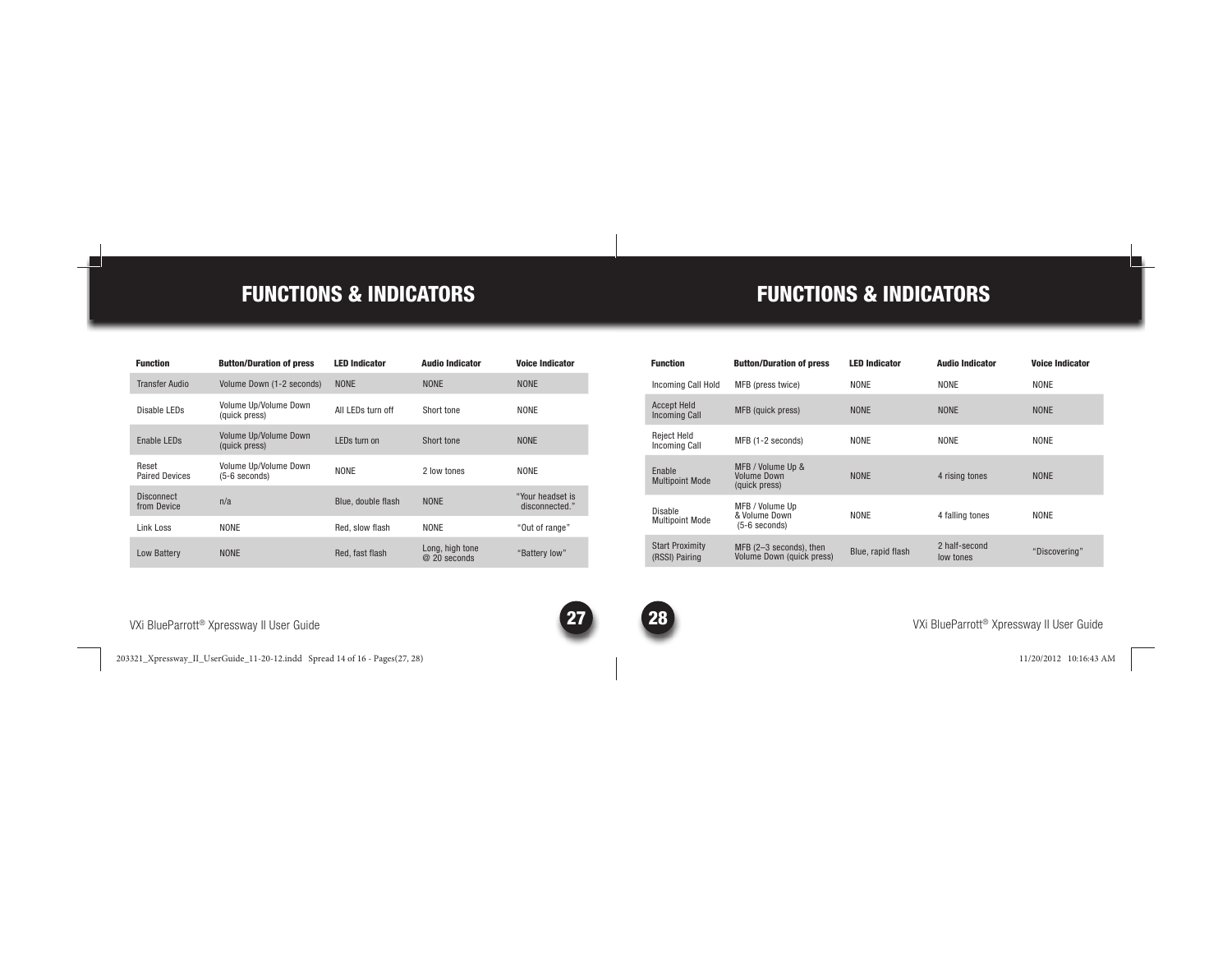# FUNCTIONS & INDICATORS

| Function | Button/Duration of press | LED Indicator | Audio Indicator | Voice Indicator |
|---|---|---|---|---|
| Transfer Audio | Volume Down (1-2 seconds) | NONE | NONE | NONE |
| Disable LEDs | Volume Up/Volume Down (quick press) | All LEDs turn off | Short tone | NONE |
| Enable LEDs | Volume Up/Volume Down (quick press) | LEDs turn on | Short tone | NONE |
| Reset Paired Devices | Volume Up/Volume Down (5-6 seconds) | NONE | 2 low tones | NONE |
| Disconnect from Device | n/a | Blue, double flash | NONE | “Your headset is disconnected.” |
| Link Loss | NONE | Red, slow flash | NONE | “Out of range” |
| Low Battery | NONE | Red, fast flash | Long, high tone @ 20 seconds | “Battery low” |

# FUNCTIONS & INDICATORS

| Function | Button/Duration of press | LED Indicator | Audio Indicator | Voice Indicator |
|---|---|---|---|---|
| Incoming Call Hold | MFB (press twice) | NONE | NONE | NONE |
| Accept Held Incoming Call | MFB (quick press) | NONE | NONE | NONE |
| Reject Held Incoming Call | MFB (1-2 seconds) | NONE | NONE | NONE |
| Enable Multipoint Mode | MFB / Volume Up & Volume Down (quick press) | NONE | 4 rising tones | NONE |
| Disable Multipoint Mode | MFB / Volume Up & Volume Down (5-6 seconds) | NONE | 4 falling tones | NONE |
| Start Proximity (RSSI) Pairing | MFB (2–3 seconds), then Volume Down (quick press) | Blue, rapid flash | 2 half-second low tones | “Discovering” |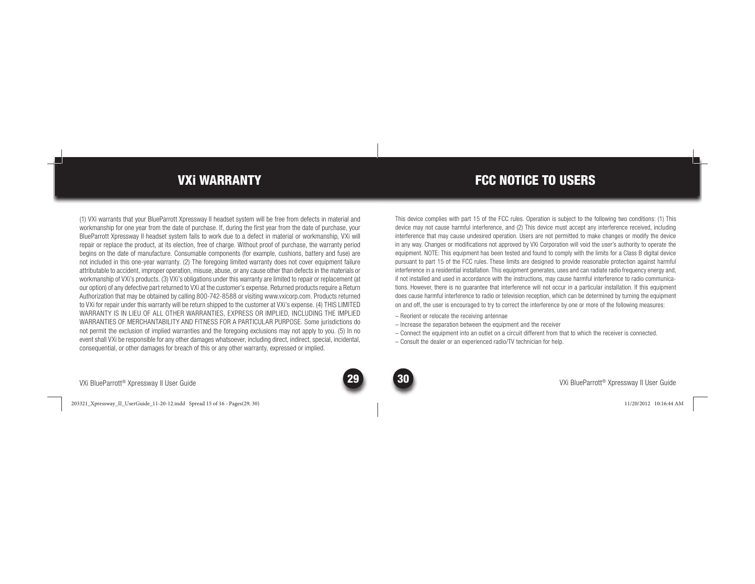# VXi WARRANTY

(1) VXi warrants that your BlueParrott Xpressway II headset system will be free from defects in material and workmanship for one year from the date of purchase. If, during the first year from the date of purchase, your BlueParrott Xpressway II headset system fails to work due to a defect in material or workmanship, VXi will repair or replace the product, at its election, free of charge. Without proof of purchase, the warranty period begins on the date of manufacture. Consumable components (for example, cushions, battery and fuse) are not included in this one-year warranty. (2) The foregoing limited warranty does not cover equipment failure attributable to accident, improper operation, misuse, abuse, or any cause other than defects in the materials or workmanship of VXi's products. (3) VXi's obligations under this warranty are limited to repair or replacement (at our option) of any defective part returned to VXi at the customer's expense. Returned products require a Return Authorization that may be obtained by calling 800-742-8588 or visiting www.vxicorp.com. Products returned to VXi for repair under this warranty will be return shipped to the customer at VXi's expense. (4) THIS LIMITED WARRANTY IS IN LIEU OF ALL OTHER WARRANTIES, EXPRESS OR IMPLIED, INCLUDING THE IMPLIED WARRANTIES OF MERCHANTABILITY AND FITNESS FOR A PARTICULAR PURPOSE. Some jurisdictions do not permit the exclusion of implied warranties and the foregoing exclusions may not apply to you. (5) In no event shall VXi be responsible for any other damages whatsoever, including direct, indirect, special, incidental, consequential, or other damages for breach of this or any other warranty, expressed or implied.

# FCC NOTICE TO USERS

This device complies with part 15 of the FCC rules. Operation is subject to the following two conditions: (1) This device may not cause harmful interference, and (2) This device must accept any interference received, including interference that may cause undesired operation. Users are not permitted to make changes or modify the device in any way. Changes or modifications not approved by VXi Corporation will void the user's authority to operate the equipment. NOTE: This equipment has been tested and found to comply with the limits for a Class B digital device pursuant to part 15 of the FCC rules. These limits are designed to provide reasonable protection against harmful interference in a residential installation. This equipment generates, uses and can radiate radio frequency energy and, if not installed and used in accordance with the instructions, may cause harmful interference to radio communications. However, there is no guarantee that interference will not occur in a particular installation. If this equipment does cause harmful interference to radio or television reception, which can be determined by turning the equipment on and off, the user is encouraged to try to correct the interference by one or more of the following measures:

– Reorient or relocate the receiving antennae
– Increase the separation between the equipment and the receiver
– Connect the equipment into an outlet on a circuit different from that to which the receiver is connected.
– Consult the dealer or an experienced radio/TV technician for help.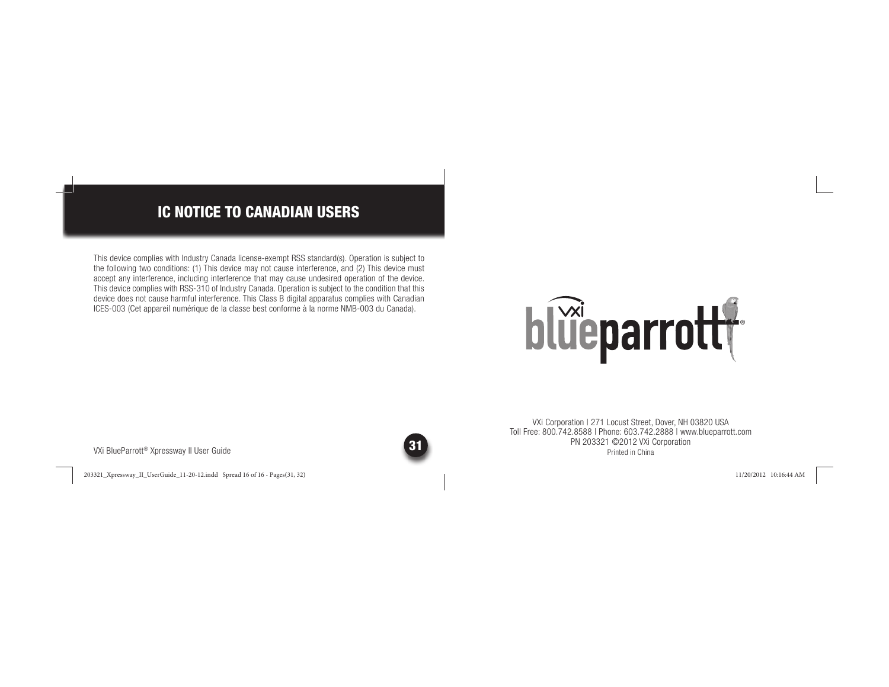# IC NOTICE TO CANADIAN USERS

This device complies with Industry Canada license-exempt RSS standard(s). Operation is subject to the following two conditions: (1) This device may not cause interference, and (2) This device must accept any interference, including interference that may cause undesired operation of the device. This device complies with RSS-310 of Industry Canada. Operation is subject to the condition that this device does not cause harmful interference. This Class B digital apparatus complies with Canadian ICES-003 (Cet appareil numérique de la classe best conforme à la norme NMB-003 du Canada).

VXi Corporation | 271 Locust Street, Dover, NH 03820 USA
Toll Free: 800.742.8588 | Phone: 603.742.2888 | www.blueparrott.com
PN 203321 ©2012 VXi Corporation
Printed in China